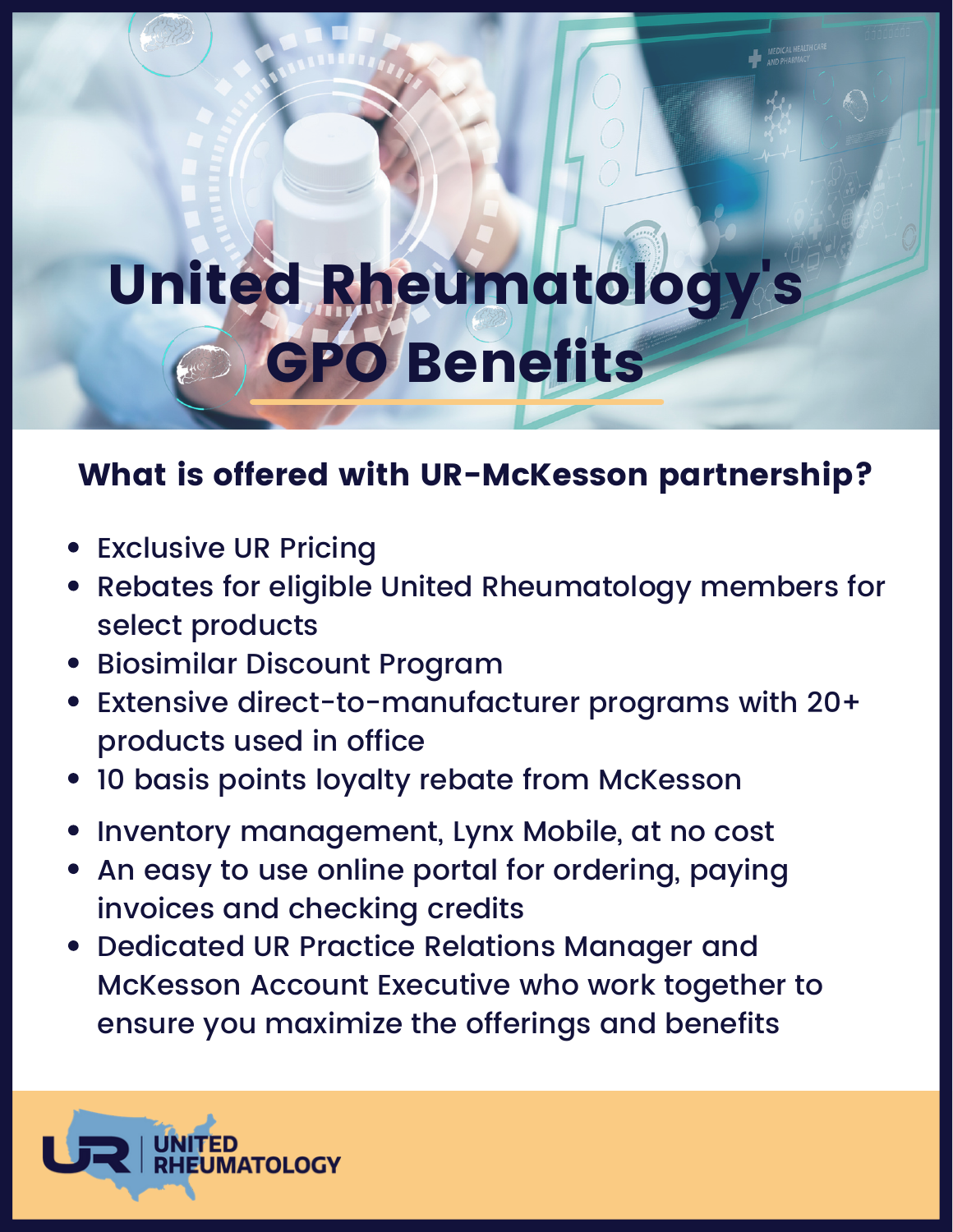# United Rheumatology's GPO Benefits

## What is offered with UR-McKesson partnership?

- Exclusive UR Pricing
- Rebates for eligible United Rheumatology members for select products
- Biosimilar Discount Program
- Extensive direct-to-manufacturer programs with 20+ products used in office
- 10 basis points loyalty rebate from McKesson
- Inventory management, Lynx Mobile, at no cost
- An easy to use online portal for ordering, paying invoices and checking credits
- Dedicated UR Practice Relations Manager and McKesson Account Executive who work together to ensure you maximize the offerings and benefits

UR | UNITED RHEUMATOLOGY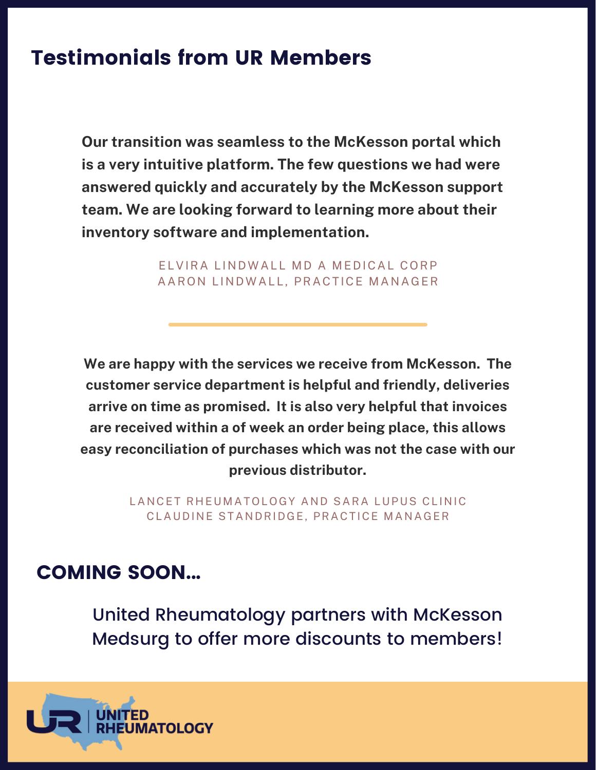# Testimonials from UR Members

**Our transition was seamless to the McKesson portal which is a very intuitive platform. The few questions we had were answered quickly and accurately by the McKesson support team. We are looking forward to learning more about their inventory software and implementation.**

ELVIRA LINDWALL MD A MEDICAL CORP
AARON LINDWALL, PRACTICE MANAGER

---

**We are happy with the services we receive from McKesson. The customer service department is helpful and friendly, deliveries arrive on time as promised. It is also very helpful that invoices are received within a of week an order being place, this allows easy reconciliation of purchases which was not the case with our previous distributor.**

LANCET RHEUMATOLOGY AND SARA LUPUS CLINIC
CLAUDINE STANDRIDGE, PRACTICE MANAGER

## COMING SOON...

United Rheumatology partners with McKesson Medsurg to offer more discounts to members!

UR | UNITED RHEUMATOLOGY